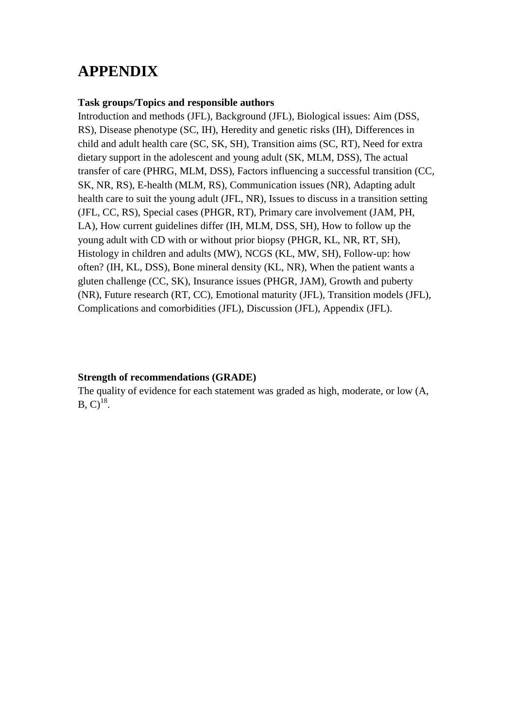# APPENDIX

**Task groups/Topics and responsible authors**

Introduction and methods (JFL), Background (JFL), Biological issues: Aim (DSS, RS), Disease phenotype (SC, IH), Heredity and genetic risks (IH), Differences in child and adult health care (SC, SK, SH), Transition aims (SC, RT), Need for extra dietary support in the adolescent and young adult (SK, MLM, DSS), The actual transfer of care (PHRG, MLM, DSS), Factors influencing a successful transition (CC, SK, NR, RS), E-health (MLM, RS), Communication issues (NR), Adapting adult health care to suit the young adult (JFL, NR), Issues to discuss in a transition setting (JFL, CC, RS), Special cases (PHGR, RT), Primary care involvement (JAM, PH, LA), How current guidelines differ (IH, MLM, DSS, SH), How to follow up the young adult with CD with or without prior biopsy (PHGR, KL, NR, RT, SH), Histology in children and adults (MW), NCGS (KL, MW, SH), Follow-up: how often? (IH, KL, DSS), Bone mineral density (KL, NR), When the patient wants a gluten challenge (CC, SK), Insurance issues (PHGR, JAM), Growth and puberty (NR), Future research (RT, CC), Emotional maturity (JFL), Transition models (JFL), Complications and comorbidities (JFL), Discussion (JFL), Appendix (JFL).

**Strength of recommendations (GRADE)**

The quality of evidence for each statement was graded as high, moderate, or low (A, B, C)[18].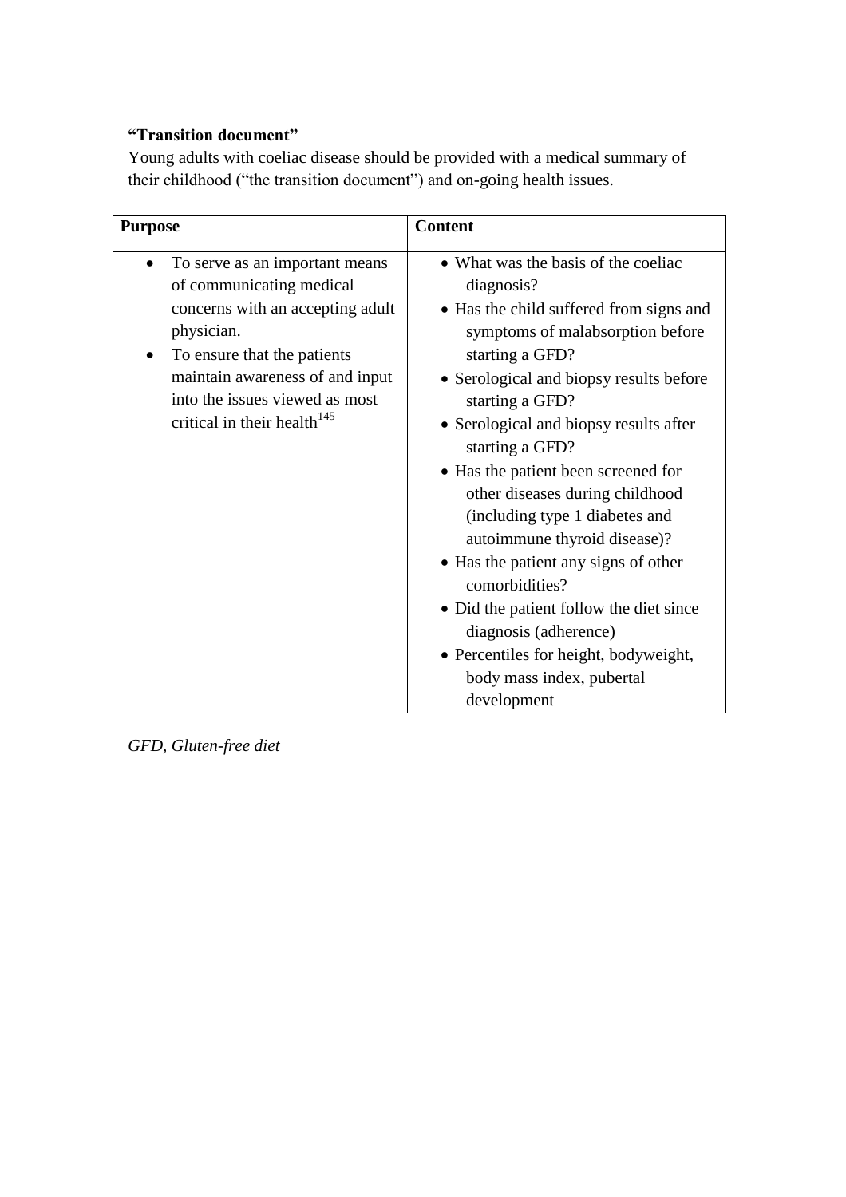**“Transition document”**

Young adults with coeliac disease should be provided with a medical summary of their childhood (“the transition document”) and on-going health issues.

| Purpose | Content |
| --- | --- |
| • To serve as an important means of communicating medical concerns with an accepting adult physician.<br>• To ensure that the patients maintain awareness of and input into the issues viewed as most critical in their health[145] | • What was the basis of the coeliac diagnosis?<br>• Has the child suffered from signs and symptoms of malabsorption before starting a GFD?<br>• Serological and biopsy results before starting a GFD?<br>• Serological and biopsy results after starting a GFD?<br>• Has the patient been screened for other diseases during childhood (including type 1 diabetes and autoimmune thyroid disease)?<br>• Has the patient any signs of other comorbidities?<br>• Did the patient follow the diet since diagnosis (adherence)<br>• Percentiles for height, bodyweight, body mass index, pubertal development |

*GFD, Gluten-free diet*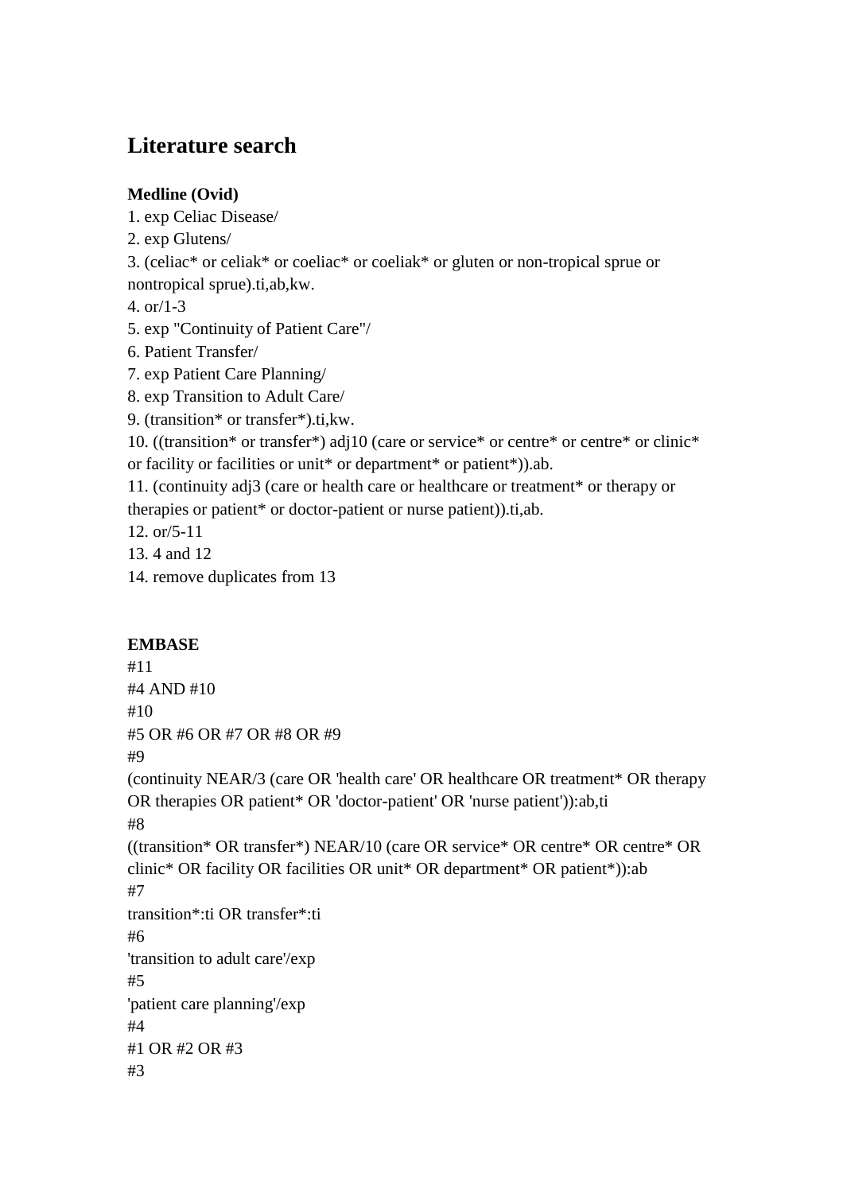# Literature search

**Medline (Ovid)**

1. exp Celiac Disease/
2. exp Glutens/
3. (celiac* or celiak* or coeliac* or coeliak* or gluten or non-tropical sprue or nontropical sprue).ti,ab,kw.
4. or/1-3
5. exp "Continuity of Patient Care"/
6. Patient Transfer/
7. exp Patient Care Planning/
8. exp Transition to Adult Care/
9. (transition* or transfer*).ti,kw.
10. ((transition* or transfer*) adj10 (care or service* or centre* or centre* or clinic* or facility or facilities or unit* or department* or patient*)).ab.
11. (continuity adj3 (care or health care or healthcare or treatment* or therapy or therapies or patient* or doctor-patient or nurse patient)).ti,ab.
12. or/5-11
13. 4 and 12
14. remove duplicates from 13

**EMBASE**

#11

#4 AND #10

#10

#5 OR #6 OR #7 OR #8 OR #9

#9

(continuity NEAR/3 (care OR 'health care' OR healthcare OR treatment* OR therapy OR therapies OR patient* OR 'doctor-patient' OR 'nurse patient')):ab,ti

#8

((transition* OR transfer*) NEAR/10 (care OR service* OR centre* OR centre* OR clinic* OR facility OR facilities OR unit* OR department* OR patient*)):ab

#7

transition*:ti OR transfer*:ti

#6

'transition to adult care'/exp

#5

'patient care planning'/exp

#4

#1 OR #2 OR #3

#3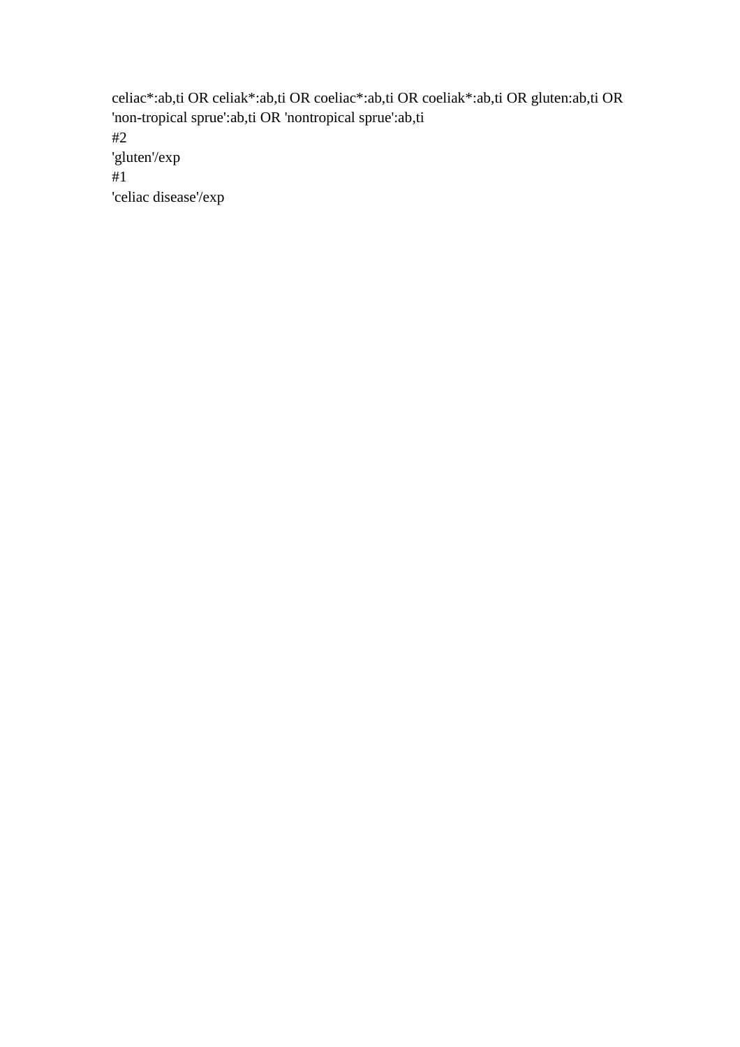celiac*:ab,ti OR celiak*:ab,ti OR coeliac*:ab,ti OR coeliak*:ab,ti OR gluten:ab,ti OR 'non-tropical sprue':ab,ti OR 'nontropical sprue':ab,ti

#2

'gluten'/exp

#1

'celiac disease'/exp